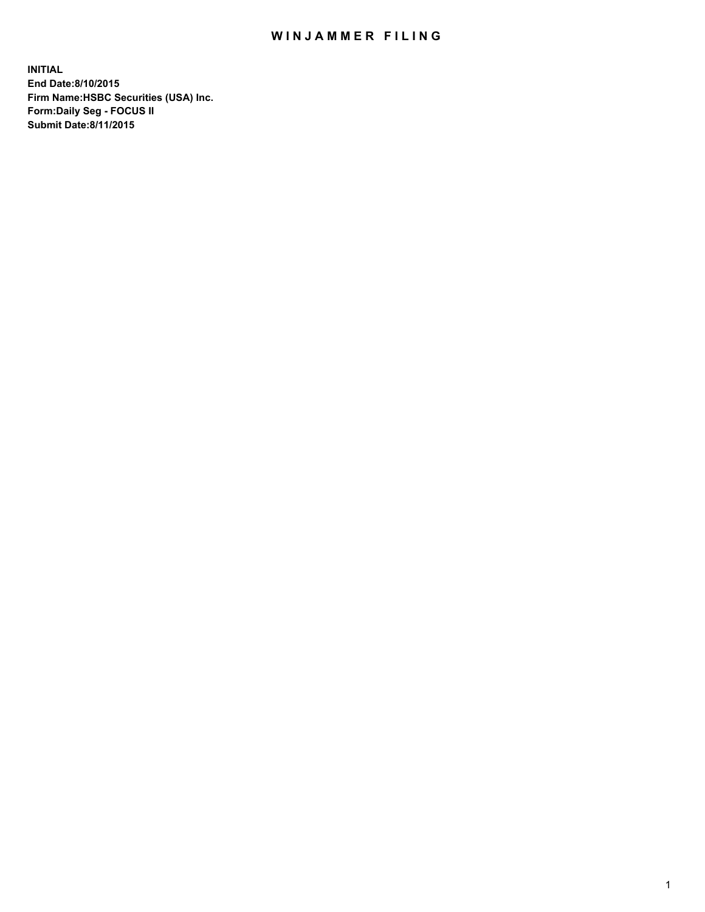# WINJAMMER FILING

**INITIAL**
**End Date:8/10/2015**
**Firm Name:HSBC Securities (USA) Inc.**
**Form:Daily Seg - FOCUS II**
**Submit Date:8/11/2015**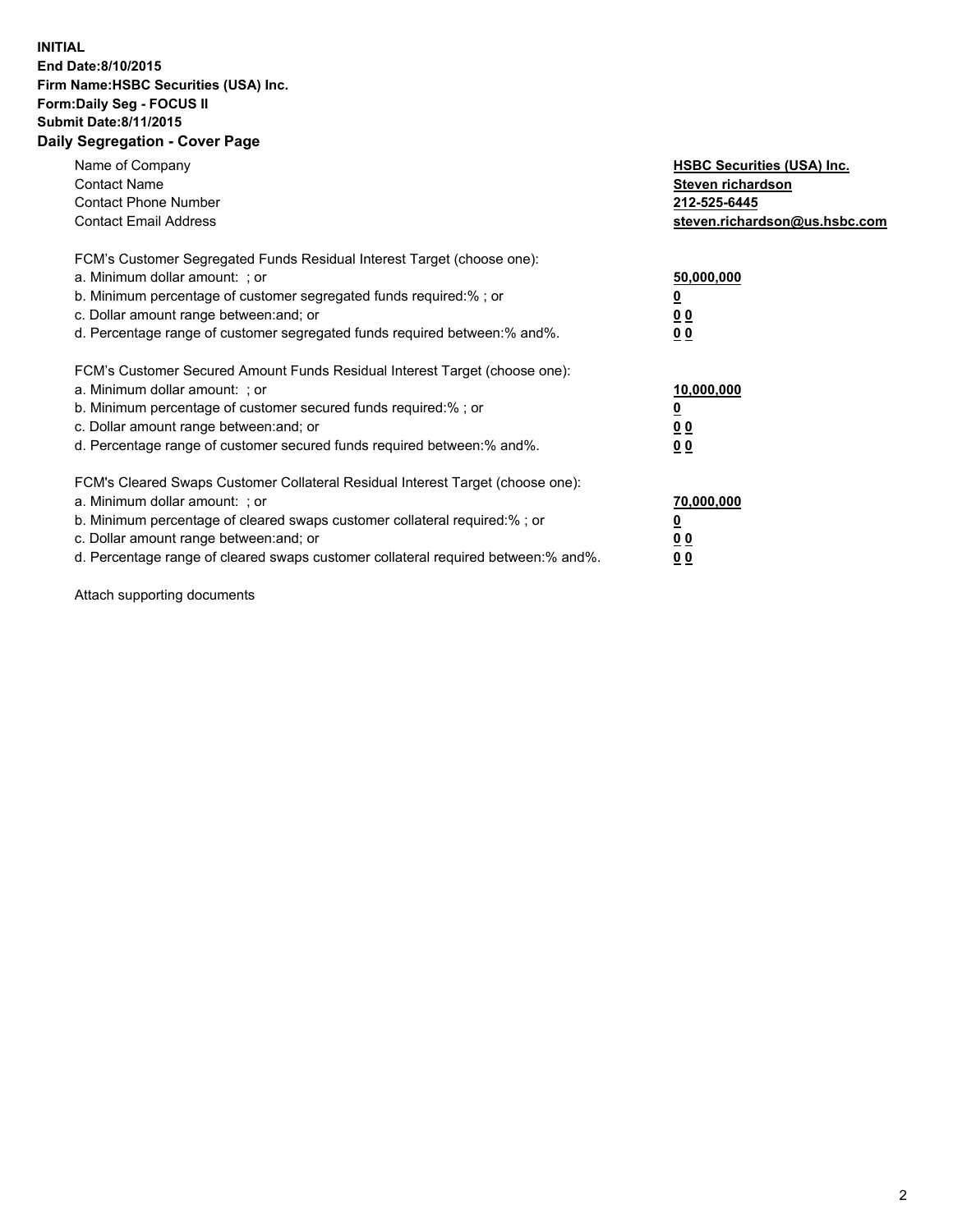**INITIAL**
**End Date:8/10/2015**
**Firm Name:HSBC Securities (USA) Inc.**
**Form:Daily Seg - FOCUS II**
**Submit Date:8/11/2015**

## Daily Segregation - Cover Page

| | |
|---|---|
| Name of Company | **HSBC Securities (USA) Inc.** |
| Contact Name | **Steven richardson** |
| Contact Phone Number | **212-525-6445** |
| Contact Email Address | **steven.richardson@us.hsbc.com** |

| | |
|---|---|
| FCM's Customer Segregated Funds Residual Interest Target (choose one): | |
| a. Minimum dollar amount: ; or | **50,000,000** |
| b. Minimum percentage of customer segregated funds required:% ; or | **0** |
| c. Dollar amount range between:and; or | **0 0** |
| d. Percentage range of customer segregated funds required between:% and%. | **0 0** |

| | |
|---|---|
| FCM's Customer Secured Amount Funds Residual Interest Target (choose one): | |
| a. Minimum dollar amount: ; or | **10,000,000** |
| b. Minimum percentage of customer secured funds required:% ; or | **0** |
| c. Dollar amount range between:and; or | **0 0** |
| d. Percentage range of customer secured funds required between:% and%. | **0 0** |

| | |
|---|---|
| FCM's Cleared Swaps Customer Collateral Residual Interest Target (choose one): | |
| a. Minimum dollar amount: ; or | **70,000,000** |
| b. Minimum percentage of cleared swaps customer collateral required:% ; or | **0** |
| c. Dollar amount range between:and; or | **0 0** |
| d. Percentage range of cleared swaps customer collateral required between:% and%. | **0 0** |

Attach supporting documents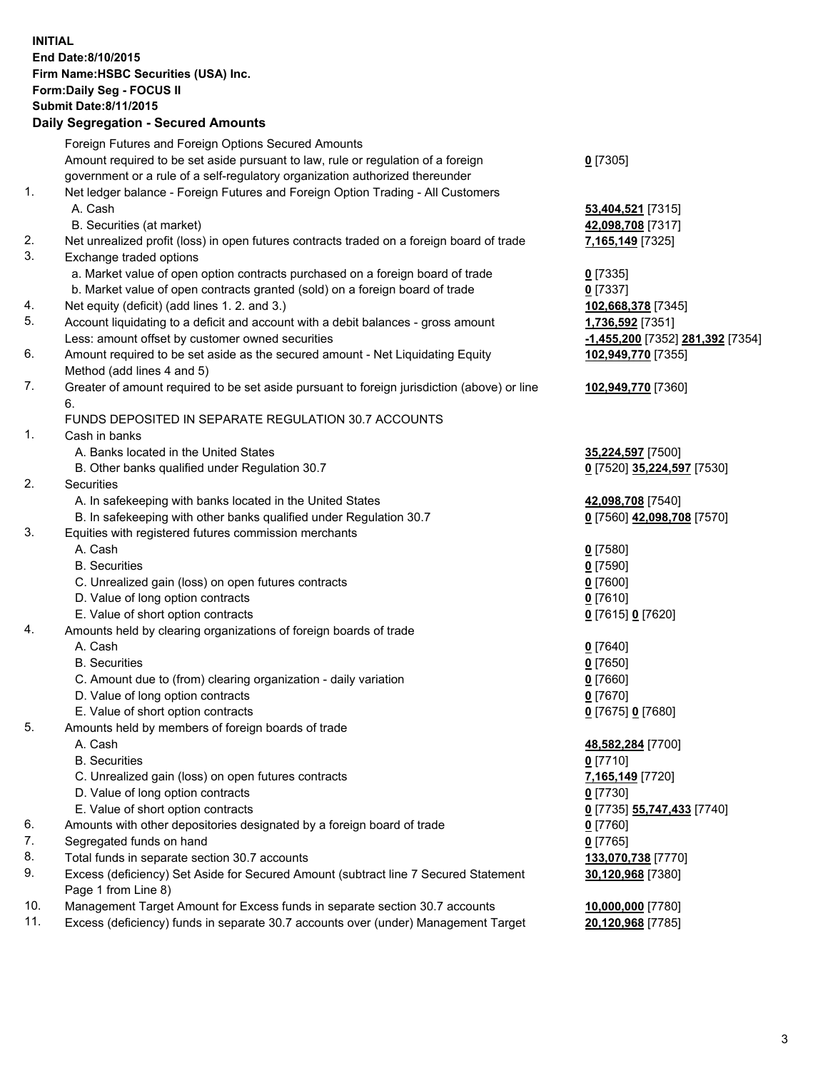**INITIAL**
**End Date:8/10/2015**
**Firm Name:HSBC Securities (USA) Inc.**
**Form:Daily Seg - FOCUS II**
**Submit Date:8/11/2015**

## Daily Segregation - Secured Amounts

| | | |
|---|---|---|
| | Foreign Futures and Foreign Options Secured Amounts | |
| | Amount required to be set aside pursuant to law, rule or regulation of a foreign government or a rule of a self-regulatory organization authorized thereunder | **0** [7305] |
| 1. | Net ledger balance - Foreign Futures and Foreign Option Trading - All Customers | |
| | A. Cash | **53,404,521** [7315] |
| | B. Securities (at market) | **42,098,708** [7317] |
| 2. | Net unrealized profit (loss) in open futures contracts traded on a foreign board of trade | **7,165,149** [7325] |
| 3. | Exchange traded options | |
| | a. Market value of open option contracts purchased on a foreign board of trade | **0** [7335] |
| | b. Market value of open contracts granted (sold) on a foreign board of trade | **0** [7337] |
| 4. | Net equity (deficit) (add lines 1. 2. and 3.) | **102,668,378** [7345] |
| 5. | Account liquidating to a deficit and account with a debit balances - gross amount | **1,736,592** [7351] |
| | Less: amount offset by customer owned securities | **-1,455,200** [7352] **281,392** [7354] |
| 6. | Amount required to be set aside as the secured amount - Net Liquidating Equity Method (add lines 4 and 5) | **102,949,770** [7355] |
| 7. | Greater of amount required to be set aside pursuant to foreign jurisdiction (above) or line 6. | **102,949,770** [7360] |
| | FUNDS DEPOSITED IN SEPARATE REGULATION 30.7 ACCOUNTS | |
| 1. | Cash in banks | |
| | A. Banks located in the United States | **35,224,597** [7500] |
| | B. Other banks qualified under Regulation 30.7 | **0** [7520] **35,224,597** [7530] |
| 2. | Securities | |
| | A. In safekeeping with banks located in the United States | **42,098,708** [7540] |
| | B. In safekeeping with other banks qualified under Regulation 30.7 | **0** [7560] **42,098,708** [7570] |
| 3. | Equities with registered futures commission merchants | |
| | A. Cash | **0** [7580] |
| | B. Securities | **0** [7590] |
| | C. Unrealized gain (loss) on open futures contracts | **0** [7600] |
| | D. Value of long option contracts | **0** [7610] |
| | E. Value of short option contracts | **0** [7615] **0** [7620] |
| 4. | Amounts held by clearing organizations of foreign boards of trade | |
| | A. Cash | **0** [7640] |
| | B. Securities | **0** [7650] |
| | C. Amount due to (from) clearing organization - daily variation | **0** [7660] |
| | D. Value of long option contracts | **0** [7670] |
| | E. Value of short option contracts | **0** [7675] **0** [7680] |
| 5. | Amounts held by members of foreign boards of trade | |
| | A. Cash | **48,582,284** [7700] |
| | B. Securities | **0** [7710] |
| | C. Unrealized gain (loss) on open futures contracts | **7,165,149** [7720] |
| | D. Value of long option contracts | **0** [7730] |
| | E. Value of short option contracts | **0** [7735] **55,747,433** [7740] |
| 6. | Amounts with other depositories designated by a foreign board of trade | **0** [7760] |
| 7. | Segregated funds on hand | **0** [7765] |
| 8. | Total funds in separate section 30.7 accounts | **133,070,738** [7770] |
| 9. | Excess (deficiency) Set Aside for Secured Amount (subtract line 7 Secured Statement Page 1 from Line 8) | **30,120,968** [7380] |
| 10. | Management Target Amount for Excess funds in separate section 30.7 accounts | **10,000,000** [7780] |
| 11. | Excess (deficiency) funds in separate 30.7 accounts over (under) Management Target | **20,120,968** [7785] |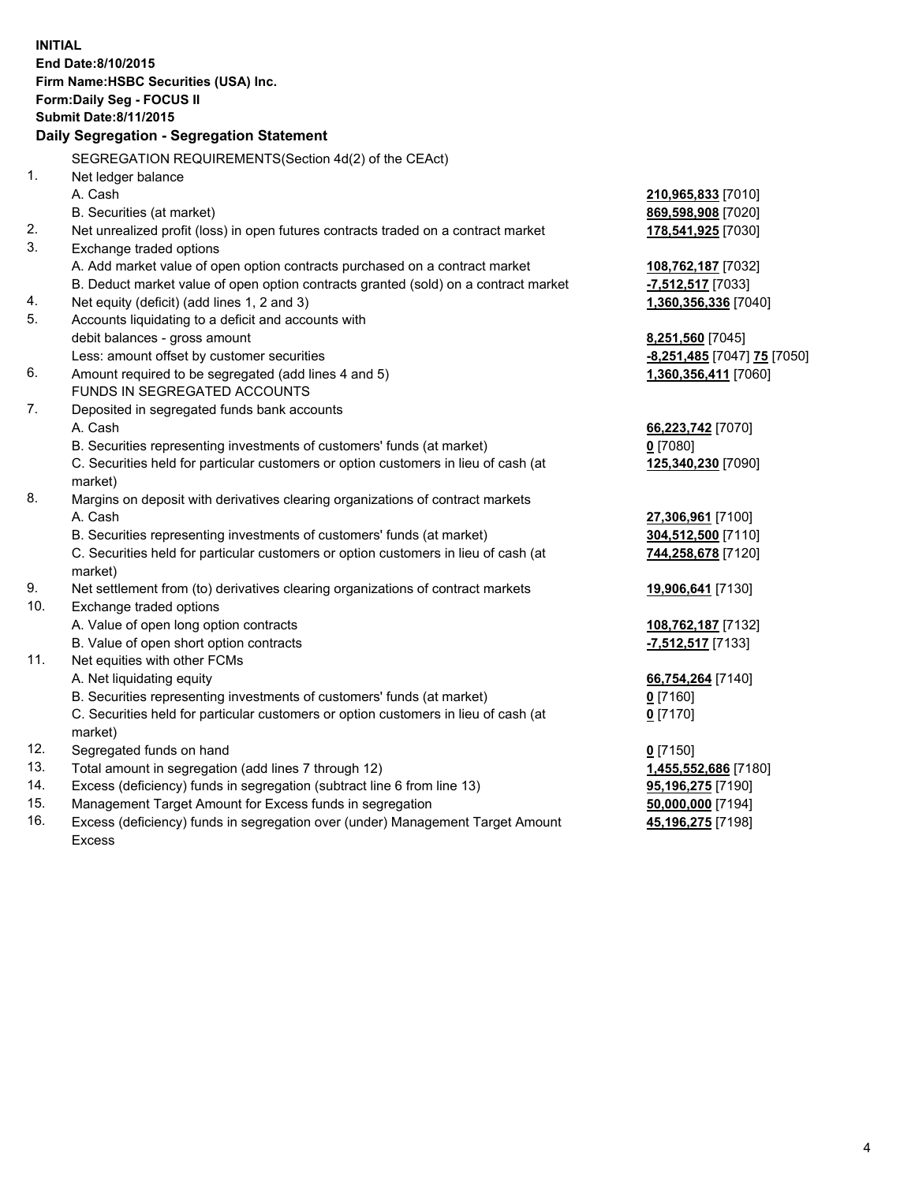**INITIAL**
**End Date:8/10/2015**
**Firm Name:HSBC Securities (USA) Inc.**
**Form:Daily Seg - FOCUS II**
**Submit Date:8/11/2015**

## Daily Segregation - Segregation Statement

SEGREGATION REQUIREMENTS(Section 4d(2) of the CEAct)

| | | |
|---|---|---|
| 1. | Net ledger balance | |
| | A. Cash | 210,965,833 [7010] |
| | B. Securities (at market) | 869,598,908 [7020] |
| 2. | Net unrealized profit (loss) in open futures contracts traded on a contract market | 178,541,925 [7030] |
| 3. | Exchange traded options | |
| | A. Add market value of open option contracts purchased on a contract market | 108,762,187 [7032] |
| | B. Deduct market value of open option contracts granted (sold) on a contract market | -7,512,517 [7033] |
| 4. | Net equity (deficit) (add lines 1, 2 and 3) | 1,360,356,336 [7040] |
| 5. | Accounts liquidating to a deficit and accounts with | |
| | debit balances - gross amount | 8,251,560 [7045] |
| | Less: amount offset by customer securities | -8,251,485 [7047] 75 [7050] |
| 6. | Amount required to be segregated (add lines 4 and 5) | 1,360,356,411 [7060] |
| | FUNDS IN SEGREGATED ACCOUNTS | |
| 7. | Deposited in segregated funds bank accounts | |
| | A. Cash | 66,223,742 [7070] |
| | B. Securities representing investments of customers' funds (at market) | 0 [7080] |
| | C. Securities held for particular customers or option customers in lieu of cash (at market) | 125,340,230 [7090] |
| 8. | Margins on deposit with derivatives clearing organizations of contract markets | |
| | A. Cash | 27,306,961 [7100] |
| | B. Securities representing investments of customers' funds (at market) | 304,512,500 [7110] |
| | C. Securities held for particular customers or option customers in lieu of cash (at market) | 744,258,678 [7120] |
| 9. | Net settlement from (to) derivatives clearing organizations of contract markets | 19,906,641 [7130] |
| 10. | Exchange traded options | |
| | A. Value of open long option contracts | 108,762,187 [7132] |
| | B. Value of open short option contracts | -7,512,517 [7133] |
| 11. | Net equities with other FCMs | |
| | A. Net liquidating equity | 66,754,264 [7140] |
| | B. Securities representing investments of customers' funds (at market) | 0 [7160] |
| | C. Securities held for particular customers or option customers in lieu of cash (at market) | 0 [7170] |
| 12. | Segregated funds on hand | 0 [7150] |
| 13. | Total amount in segregation (add lines 7 through 12) | 1,455,552,686 [7180] |
| 14. | Excess (deficiency) funds in segregation (subtract line 6 from line 13) | 95,196,275 [7190] |
| 15. | Management Target Amount for Excess funds in segregation | 50,000,000 [7194] |
| 16. | Excess (deficiency) funds in segregation over (under) Management Target Amount Excess | 45,196,275 [7198] |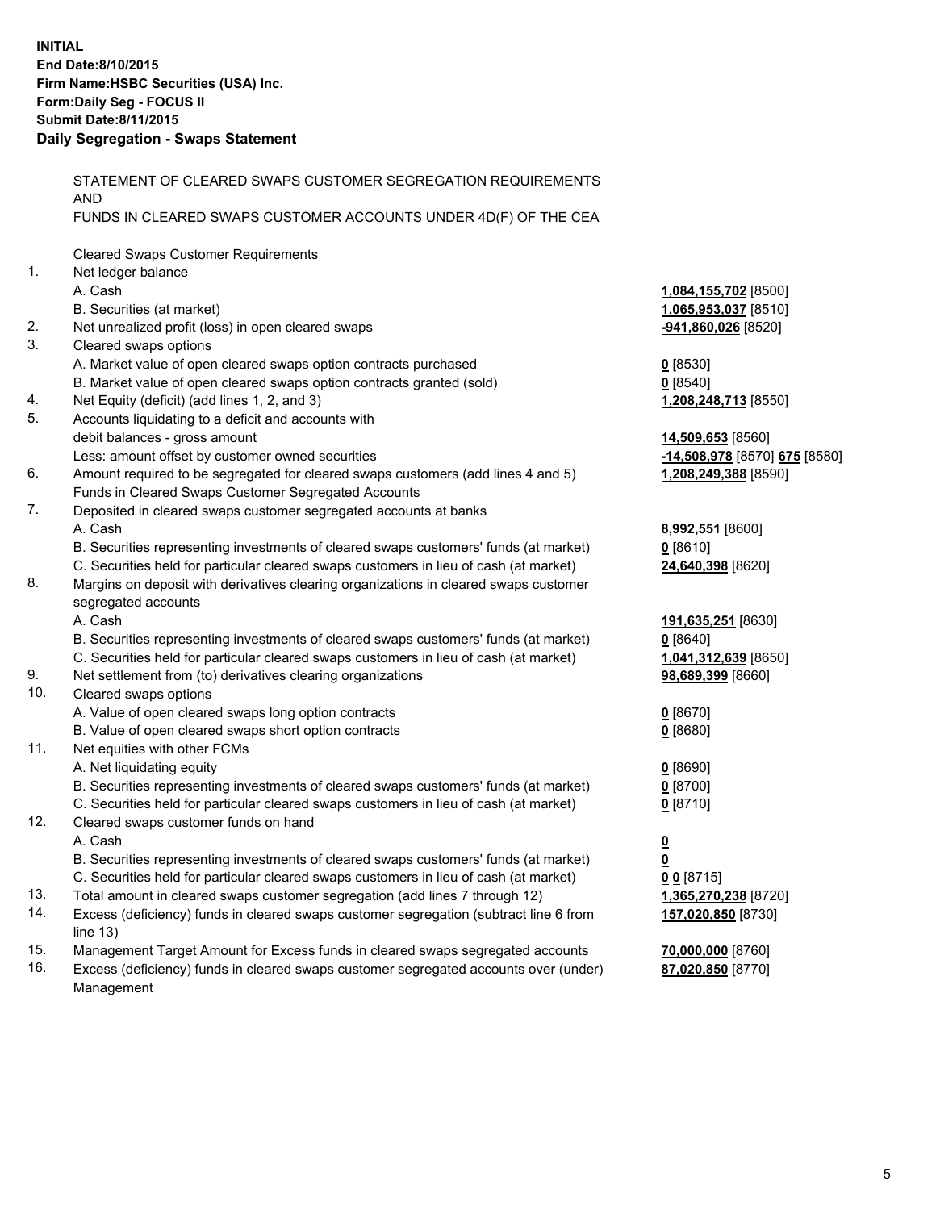**INITIAL**
**End Date:8/10/2015**
**Firm Name:HSBC Securities (USA) Inc.**
**Form:Daily Seg - FOCUS II**
**Submit Date:8/11/2015**
**Daily Segregation - Swaps Statement**

STATEMENT OF CLEARED SWAPS CUSTOMER SEGREGATION REQUIREMENTS AND FUNDS IN CLEARED SWAPS CUSTOMER ACCOUNTS UNDER 4D(F) OF THE CEA

| | | |
|---|---|---|
| | Cleared Swaps Customer Requirements | |
| 1. | Net ledger balance | |
| | A. Cash | **1,084,155,702** [8500] |
| | B. Securities (at market) | **1,065,953,037** [8510] |
| 2. | Net unrealized profit (loss) in open cleared swaps | **-941,860,026** [8520] |
| 3. | Cleared swaps options | |
| | A. Market value of open cleared swaps option contracts purchased | **0** [8530] |
| | B. Market value of open cleared swaps option contracts granted (sold) | **0** [8540] |
| 4. | Net Equity (deficit) (add lines 1, 2, and 3) | **1,208,248,713** [8550] |
| 5. | Accounts liquidating to a deficit and accounts with debit balances - gross amount | **14,509,653** [8560] |
| | Less: amount offset by customer owned securities | **-14,508,978** [8570] **675** [8580] |
| 6. | Amount required to be segregated for cleared swaps customers (add lines 4 and 5) | **1,208,249,388** [8590] |
| | Funds in Cleared Swaps Customer Segregated Accounts | |
| 7. | Deposited in cleared swaps customer segregated accounts at banks | |
| | A. Cash | **8,992,551** [8600] |
| | B. Securities representing investments of cleared swaps customers' funds (at market) | **0** [8610] |
| | C. Securities held for particular cleared swaps customers in lieu of cash (at market) | **24,640,398** [8620] |
| 8. | Margins on deposit with derivatives clearing organizations in cleared swaps customer segregated accounts | |
| | A. Cash | **191,635,251** [8630] |
| | B. Securities representing investments of cleared swaps customers' funds (at market) | **0** [8640] |
| | C. Securities held for particular cleared swaps customers in lieu of cash (at market) | **1,041,312,639** [8650] |
| 9. | Net settlement from (to) derivatives clearing organizations | **98,689,399** [8660] |
| 10. | Cleared swaps options | |
| | A. Value of open cleared swaps long option contracts | **0** [8670] |
| | B. Value of open cleared swaps short option contracts | **0** [8680] |
| 11. | Net equities with other FCMs | |
| | A. Net liquidating equity | **0** [8690] |
| | B. Securities representing investments of cleared swaps customers' funds (at market) | **0** [8700] |
| | C. Securities held for particular cleared swaps customers in lieu of cash (at market) | **0** [8710] |
| 12. | Cleared swaps customer funds on hand | |
| | A. Cash | **0** |
| | B. Securities representing investments of cleared swaps customers' funds (at market) | **0** |
| | C. Securities held for particular cleared swaps customers in lieu of cash (at market) | **0** **0** [8715] |
| 13. | Total amount in cleared swaps customer segregation (add lines 7 through 12) | **1,365,270,238** [8720] |
| 14. | Excess (deficiency) funds in cleared swaps customer segregation (subtract line 6 from line 13) | **157,020,850** [8730] |
| 15. | Management Target Amount for Excess funds in cleared swaps segregated accounts | **70,000,000** [8760] |
| 16. | Excess (deficiency) funds in cleared swaps customer segregated accounts over (under) Management | **87,020,850** [8770] |